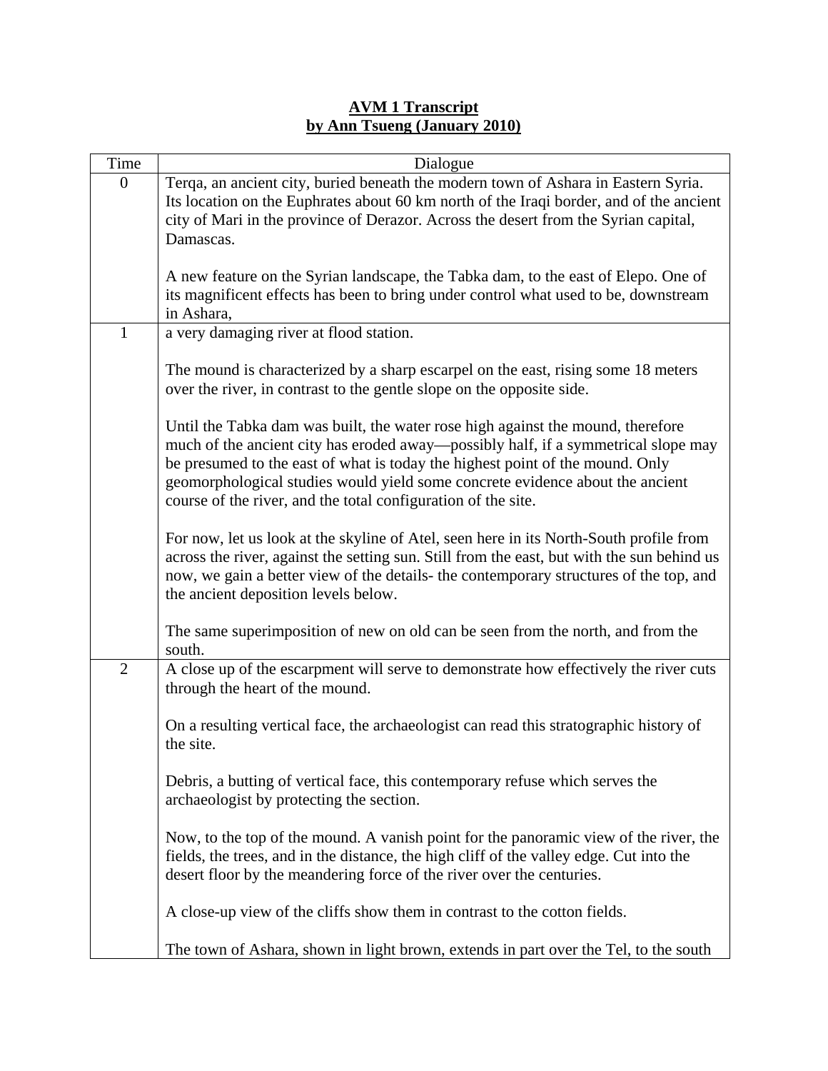# AVM 1 Transcript
## by Ann Tsueng (January 2010)

| Time | Dialogue |
|---|---|
| 0 | Terqa, an ancient city, buried beneath the modern town of Ashara in Eastern Syria. Its location on the Euphrates about 60 km north of the Iraqi border, and of the ancient city of Mari in the province of Derazor. Across the desert from the Syrian capital, Damascas.<br><br>A new feature on the Syrian landscape, the Tabka dam, to the east of Elepo. One of its magnificent effects has been to bring under control what used to be, downstream in Ashara, |
| 1 | a very damaging river at flood station.<br><br>The mound is characterized by a sharp escarpel on the east, rising some 18 meters over the river, in contrast to the gentle slope on the opposite side.<br><br>Until the Tabka dam was built, the water rose high against the mound, therefore much of the ancient city has eroded away—possibly half, if a symmetrical slope may be presumed to the east of what is today the highest point of the mound. Only geomorphological studies would yield some concrete evidence about the ancient course of the river, and the total configuration of the site.<br><br>For now, let us look at the skyline of Atel, seen here in its North-South profile from across the river, against the setting sun. Still from the east, but with the sun behind us now, we gain a better view of the details- the contemporary structures of the top, and the ancient deposition levels below.<br><br>The same superimposition of new on old can be seen from the north, and from the south. |
| 2 | A close up of the escarpment will serve to demonstrate how effectively the river cuts through the heart of the mound.<br><br>On a resulting vertical face, the archaeologist can read this stratographic history of the site.<br><br>Debris, a butting of vertical face, this contemporary refuse which serves the archaeologist by protecting the section.<br><br>Now, to the top of the mound. A vanish point for the panoramic view of the river, the fields, the trees, and in the distance, the high cliff of the valley edge. Cut into the desert floor by the meandering force of the river over the centuries.<br><br>A close-up view of the cliffs show them in contrast to the cotton fields.<br><br>The town of Ashara, shown in light brown, extends in part over the Tel, to the south |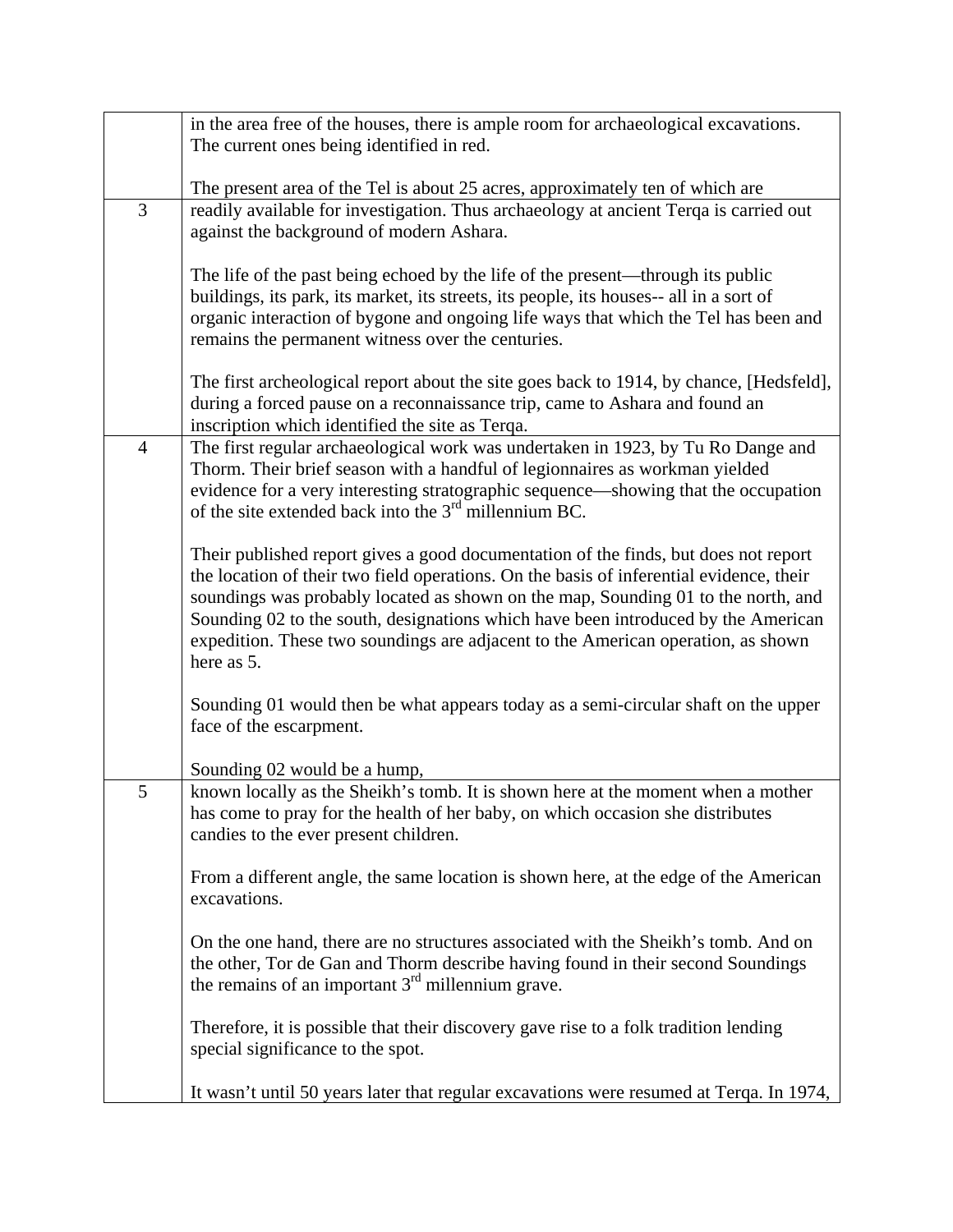| | |
|---|---|
| | in the area free of the houses, there is ample room for archaeological excavations. The current ones being identified in red.<br><br>The present area of the Tel is about 25 acres, approximately ten of which are |
| 3 | readily available for investigation. Thus archaeology at ancient Terqa is carried out against the background of modern Ashara.<br><br>The life of the past being echoed by the life of the present—through its public buildings, its park, its market, its streets, its people, its houses-- all in a sort of organic interaction of bygone and ongoing life ways that which the Tel has been and remains the permanent witness over the centuries.<br><br>The first archeological report about the site goes back to 1914, by chance, [Hedsfeld], during a forced pause on a reconnaissance trip, came to Ashara and found an inscription which identified the site as Terqa. |
| 4 | The first regular archaeological work was undertaken in 1923, by Tu Ro Dange and Thorm. Their brief season with a handful of legionnaires as workman yielded evidence for a very interesting stratographic sequence—showing that the occupation of the site extended back into the 3rd millennium BC.<br><br>Their published report gives a good documentation of the finds, but does not report the location of their two field operations. On the basis of inferential evidence, their soundings was probably located as shown on the map, Sounding 01 to the north, and Sounding 02 to the south, designations which have been introduced by the American expedition. These two soundings are adjacent to the American operation, as shown here as 5.<br><br>Sounding 01 would then be what appears today as a semi-circular shaft on the upper face of the escarpment.<br><br>Sounding 02 would be a hump, |
| 5 | known locally as the Sheikh's tomb. It is shown here at the moment when a mother has come to pray for the health of her baby, on which occasion she distributes candies to the ever present children.<br><br>From a different angle, the same location is shown here, at the edge of the American excavations.<br><br>On the one hand, there are no structures associated with the Sheikh's tomb. And on the other, Tor de Gan and Thorm describe having found in their second Soundings the remains of an important 3rd millennium grave.<br><br>Therefore, it is possible that their discovery gave rise to a folk tradition lending special significance to the spot.<br><br>It wasn't until 50 years later that regular excavations were resumed at Terqa. In 1974, |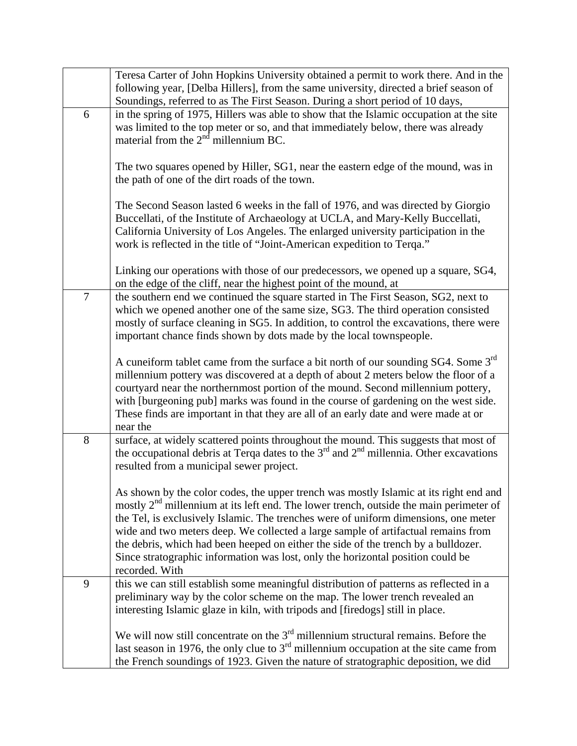| | |
|---|---|
| | Teresa Carter of John Hopkins University obtained a permit to work there. And in the following year, [Delba Hillers], from the same university, directed a brief season of Soundings, referred to as The First Season. During a short period of 10 days, |
| 6 | in the spring of 1975, Hillers was able to show that the Islamic occupation at the site was limited to the top meter or so, and that immediately below, there was already material from the 2nd millennium BC.<br><br>The two squares opened by Hiller, SG1, near the eastern edge of the mound, was in the path of one of the dirt roads of the town.<br><br>The Second Season lasted 6 weeks in the fall of 1976, and was directed by Giorgio Buccellati, of the Institute of Archaeology at UCLA, and Mary-Kelly Buccellati, California University of Los Angeles. The enlarged university participation in the work is reflected in the title of "Joint-American expedition to Terqa."<br><br>Linking our operations with those of our predecessors, we opened up a square, SG4, on the edge of the cliff, near the highest point of the mound, at |
| 7 | the southern end we continued the square started in The First Season, SG2, next to which we opened another one of the same size, SG3. The third operation consisted mostly of surface cleaning in SG5. In addition, to control the excavations, there were important chance finds shown by dots made by the local townspeople.<br><br>A cuneiform tablet came from the surface a bit north of our sounding SG4. Some 3rd millennium pottery was discovered at a depth of about 2 meters below the floor of a courtyard near the northernmost portion of the mound. Second millennium pottery, with [burgeoning pub] marks was found in the course of gardening on the west side. These finds are important in that they are all of an early date and were made at or near the |
| 8 | surface, at widely scattered points throughout the mound. This suggests that most of the occupational debris at Terqa dates to the 3rd and 2nd millennia. Other excavations resulted from a municipal sewer project.<br><br>As shown by the color codes, the upper trench was mostly Islamic at its right end and mostly 2nd millennium at its left end. The lower trench, outside the main perimeter of the Tel, is exclusively Islamic. The trenches were of uniform dimensions, one meter wide and two meters deep. We collected a large sample of artifactual remains from the debris, which had been heeped on either the side of the trench by a bulldozer. Since stratographic information was lost, only the horizontal position could be recorded. With |
| 9 | this we can still establish some meaningful distribution of patterns as reflected in a preliminary way by the color scheme on the map. The lower trench revealed an interesting Islamic glaze in kiln, with tripods and [firedogs] still in place.<br><br>We will now still concentrate on the 3rd millennium structural remains. Before the last season in 1976, the only clue to 3rd millennium occupation at the site came from the French soundings of 1923. Given the nature of stratographic deposition, we did |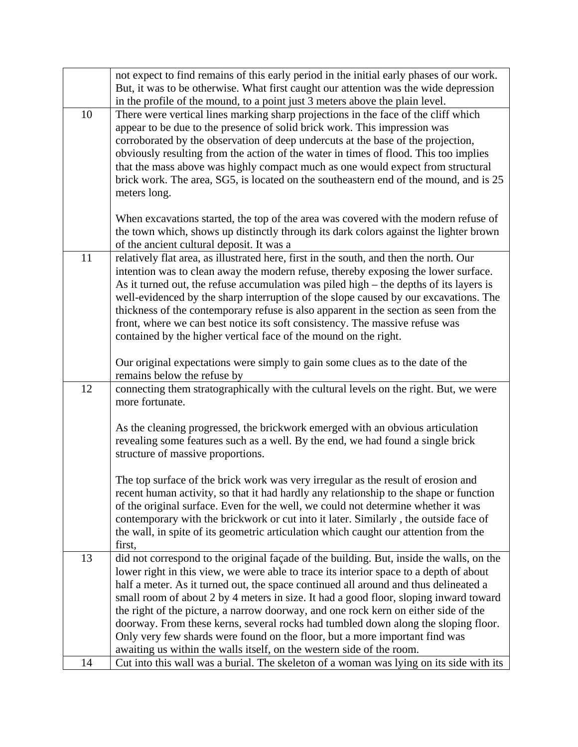| | |
|---|---|
| | not expect to find remains of this early period in the initial early phases of our work. But, it was to be otherwise. What first caught our attention was the wide depression in the profile of the mound, to a point just 3 meters above the plain level. |
| 10 | There were vertical lines marking sharp projections in the face of the cliff which appear to be due to the presence of solid brick work. This impression was corroborated by the observation of deep undercuts at the base of the projection, obviously resulting from the action of the water in times of flood. This too implies that the mass above was highly compact much as one would expect from structural brick work. The area, SG5, is located on the southeastern end of the mound, and is 25 meters long.<br><br>When excavations started, the top of the area was covered with the modern refuse of the town which, shows up distinctly through its dark colors against the lighter brown of the ancient cultural deposit. It was a |
| 11 | relatively flat area, as illustrated here, first in the south, and then the north. Our intention was to clean away the modern refuse, thereby exposing the lower surface. As it turned out, the refuse accumulation was piled high – the depths of its layers is well-evidenced by the sharp interruption of the slope caused by our excavations. The thickness of the contemporary refuse is also apparent in the section as seen from the front, where we can best notice its soft consistency. The massive refuse was contained by the higher vertical face of the mound on the right.<br><br>Our original expectations were simply to gain some clues as to the date of the remains below the refuse by |
| 12 | connecting them stratographically with the cultural levels on the right. But, we were more fortunate.<br><br>As the cleaning progressed, the brickwork emerged with an obvious articulation revealing some features such as a well. By the end, we had found a single brick structure of massive proportions.<br><br>The top surface of the brick work was very irregular as the result of erosion and recent human activity, so that it had hardly any relationship to the shape or function of the original surface. Even for the well, we could not determine whether it was contemporary with the brickwork or cut into it later. Similarly , the outside face of the wall, in spite of its geometric articulation which caught our attention from the first, |
| 13 | did not correspond to the original façade of the building. But, inside the walls, on the lower right in this view, we were able to trace its interior space to a depth of about half a meter. As it turned out, the space continued all around and thus delineated a small room of about 2 by 4 meters in size. It had a good floor, sloping inward toward the right of the picture, a narrow doorway, and one rock kern on either side of the doorway. From these kerns, several rocks had tumbled down along the sloping floor. Only very few shards were found on the floor, but a more important find was awaiting us within the walls itself, on the western side of the room. |
| 14 | Cut into this wall was a burial. The skeleton of a woman was lying on its side with its |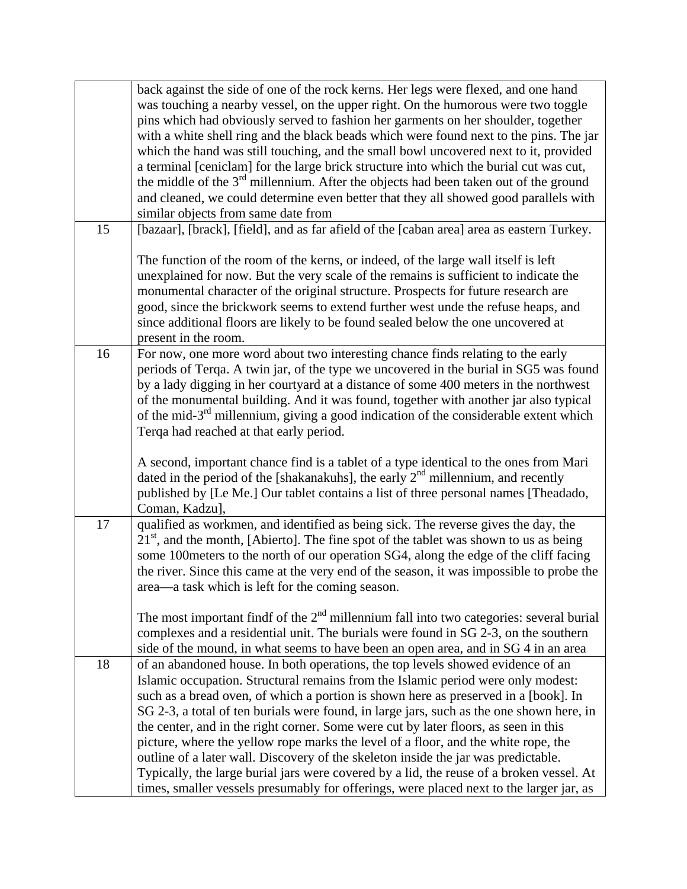| | |
|---|---|
| | back against the side of one of the rock kerns. Her legs were flexed, and one hand was touching a nearby vessel, on the upper right. On the humorous were two toggle pins which had obviously served to fashion her garments on her shoulder, together with a white shell ring and the black beads which were found next to the pins. The jar which the hand was still touching, and the small bowl uncovered next to it, provided a terminal [ceniclam] for the large brick structure into which the burial cut was cut, the middle of the 3rd millennium. After the objects had been taken out of the ground and cleaned, we could determine even better that they all showed good parallels with similar objects from same date from |
| 15 | [bazaar], [brack], [field], and as far afield of the [caban area] area as eastern Turkey.<br><br>The function of the room of the kerns, or indeed, of the large wall itself is left unexplained for now. But the very scale of the remains is sufficient to indicate the monumental character of the original structure. Prospects for future research are good, since the brickwork seems to extend further west unde the refuse heaps, and since additional floors are likely to be found sealed below the one uncovered at present in the room. |
| 16 | For now, one more word about two interesting chance finds relating to the early periods of Terqa. A twin jar, of the type we uncovered in the burial in SG5 was found by a lady digging in her courtyard at a distance of some 400 meters in the northwest of the monumental building. And it was found, together with another jar also typical of the mid-3rd millennium, giving a good indication of the considerable extent which Terqa had reached at that early period.<br><br>A second, important chance find is a tablet of a type identical to the ones from Mari dated in the period of the [shakanakuhs], the early 2nd millennium, and recently published by [Le Me.] Our tablet contains a list of three personal names [Theadado, Coman, Kadzu], |
| 17 | qualified as workmen, and identified as being sick. The reverse gives the day, the 21st, and the month, [Abierto]. The fine spot of the tablet was shown to us as being some 100meters to the north of our operation SG4, along the edge of the cliff facing the river. Since this came at the very end of the season, it was impossible to probe the area—a task which is left for the coming season.<br><br>The most important findf of the 2nd millennium fall into two categories: several burial complexes and a residential unit. The burials were found in SG 2-3, on the southern side of the mound, in what seems to have been an open area, and in SG 4 in an area |
| 18 | of an abandoned house. In both operations, the top levels showed evidence of an Islamic occupation. Structural remains from the Islamic period were only modest: such as a bread oven, of which a portion is shown here as preserved in a [book]. In SG 2-3, a total of ten burials were found, in large jars, such as the one shown here, in the center, and in the right corner. Some were cut by later floors, as seen in this picture, where the yellow rope marks the level of a floor, and the white rope, the outline of a later wall. Discovery of the skeleton inside the jar was predictable. Typically, the large burial jars were covered by a lid, the reuse of a broken vessel. At times, smaller vessels presumably for offerings, were placed next to the larger jar, as |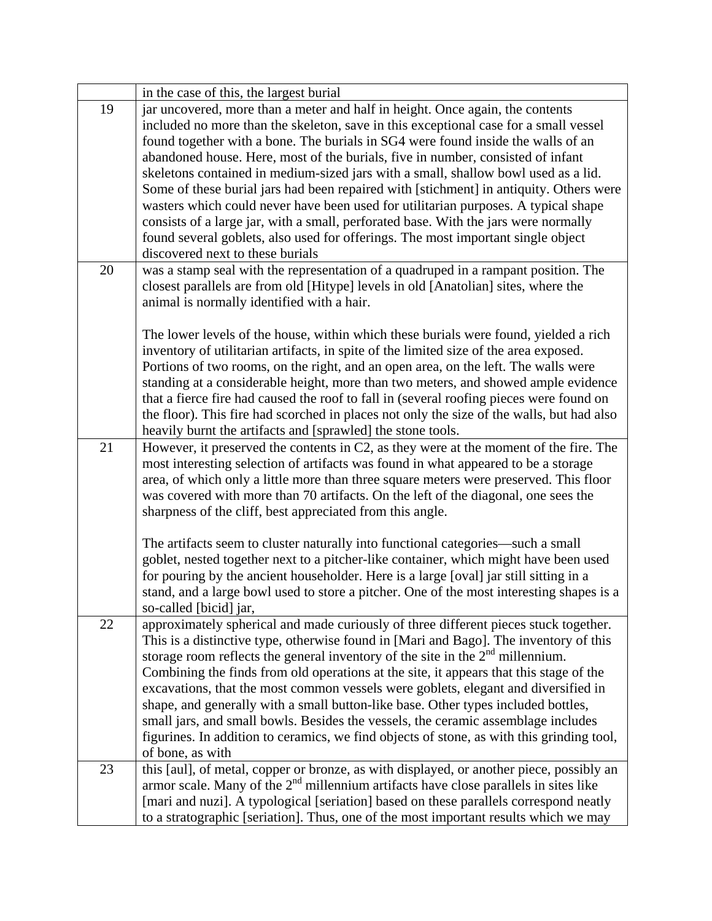| | |
|---|---|
| | in the case of this, the largest burial |
| 19 | jar uncovered, more than a meter and half in height. Once again, the contents included no more than the skeleton, save in this exceptional case for a small vessel found together with a bone. The burials in SG4 were found inside the walls of an abandoned house. Here, most of the burials, five in number, consisted of infant skeletons contained in medium-sized jars with a small, shallow bowl used as a lid. Some of these burial jars had been repaired with [stichment] in antiquity. Others were wasters which could never have been used for utilitarian purposes. A typical shape consists of a large jar, with a small, perforated base. With the jars were normally found several goblets, also used for offerings. The most important single object discovered next to these burials |
| 20 | was a stamp seal with the representation of a quadruped in a rampant position. The closest parallels are from old [Hitype] levels in old [Anatolian] sites, where the animal is normally identified with a hair.<br><br>The lower levels of the house, within which these burials were found, yielded a rich inventory of utilitarian artifacts, in spite of the limited size of the area exposed. Portions of two rooms, on the right, and an open area, on the left. The walls were standing at a considerable height, more than two meters, and showed ample evidence that a fierce fire had caused the roof to fall in (several roofing pieces were found on the floor). This fire had scorched in places not only the size of the walls, but had also heavily burnt the artifacts and [sprawled] the stone tools. |
| 21 | However, it preserved the contents in C2, as they were at the moment of the fire. The most interesting selection of artifacts was found in what appeared to be a storage area, of which only a little more than three square meters were preserved. This floor was covered with more than 70 artifacts. On the left of the diagonal, one sees the sharpness of the cliff, best appreciated from this angle.<br><br>The artifacts seem to cluster naturally into functional categories—such a small goblet, nested together next to a pitcher-like container, which might have been used for pouring by the ancient householder. Here is a large [oval] jar still sitting in a stand, and a large bowl used to store a pitcher. One of the most interesting shapes is a so-called [bicid] jar, |
| 22 | approximately spherical and made curiously of three different pieces stuck together. This is a distinctive type, otherwise found in [Mari and Bago]. The inventory of this storage room reflects the general inventory of the site in the 2nd millennium. Combining the finds from old operations at the site, it appears that this stage of the excavations, that the most common vessels were goblets, elegant and diversified in shape, and generally with a small button-like base. Other types included bottles, small jars, and small bowls. Besides the vessels, the ceramic assemblage includes figurines. In addition to ceramics, we find objects of stone, as with this grinding tool, of bone, as with |
| 23 | this [aul], of metal, copper or bronze, as with displayed, or another piece, possibly an armor scale. Many of the 2nd millennium artifacts have close parallels in sites like [mari and nuzi]. A typological [seriation] based on these parallels correspond neatly to a stratographic [seriation]. Thus, one of the most important results which we may |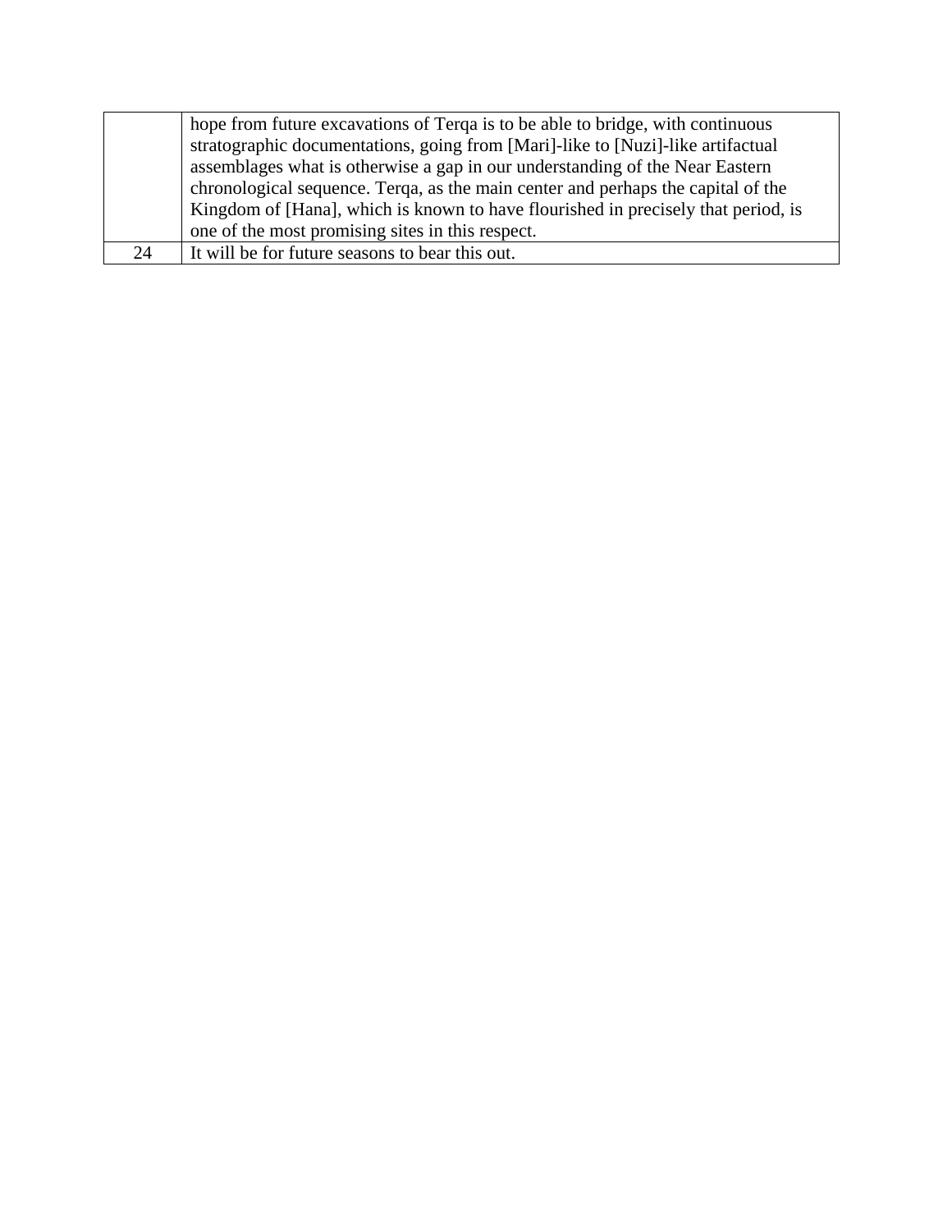| | |
|---|---|
| | hope from future excavations of Terqa is to be able to bridge, with continuous stratographic documentations, going from [Mari]-like to [Nuzi]-like artifactual assemblages what is otherwise a gap in our understanding of the Near Eastern chronological sequence. Terqa, as the main center and perhaps the capital of the Kingdom of [Hana], which is known to have flourished in precisely that period, is one of the most promising sites in this respect. |
| 24 | It will be for future seasons to bear this out. |